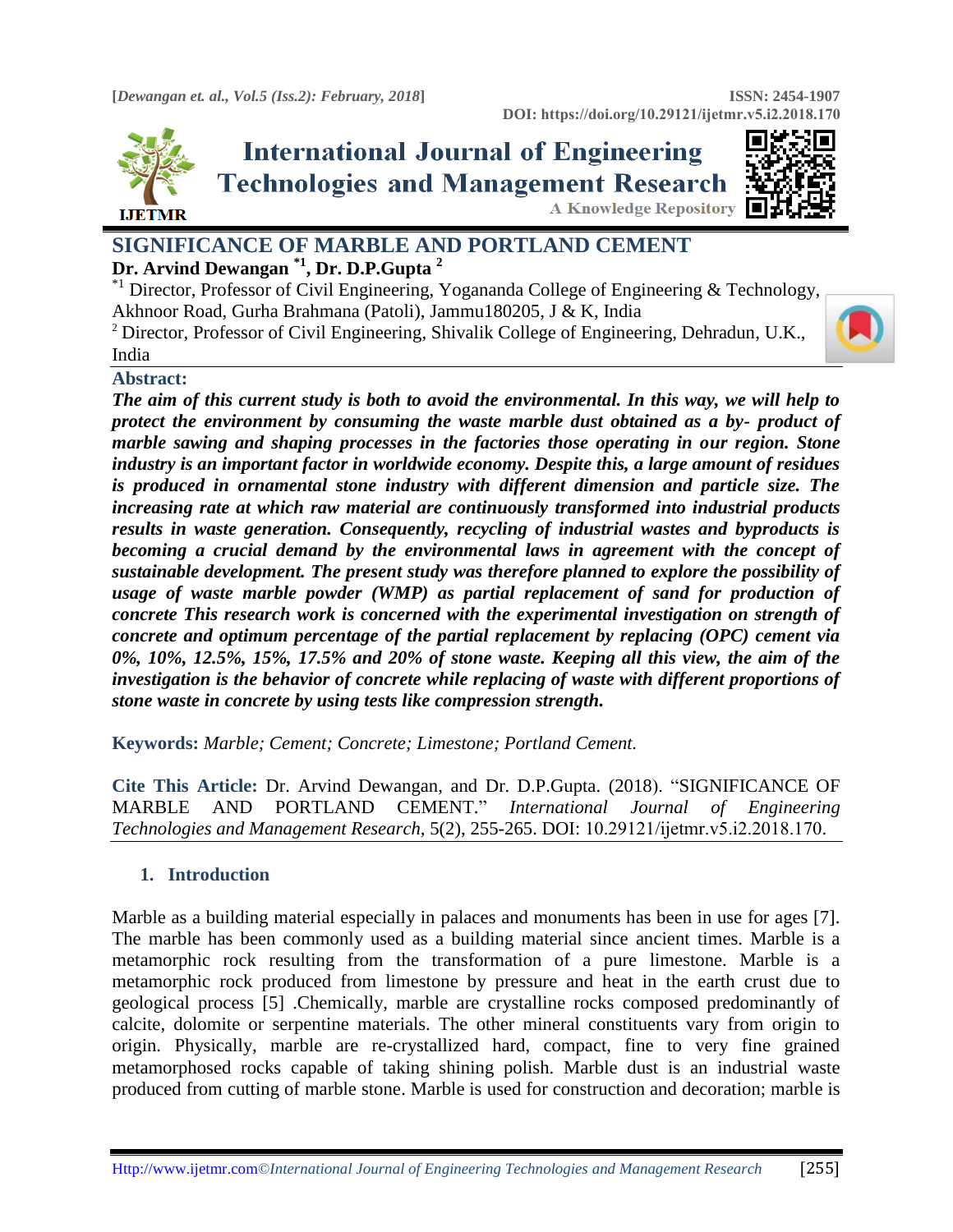# SIGNIFICANCE OF MARBLE AND PORTLAND CEMENT

**Dr. Arvind Dewangan [*1], Dr. D.P.Gupta [2]**

[*1] Director, Professor of Civil Engineering, Yogananda College of Engineering & Technology, Akhnoor Road, Gurha Brahmana (Patoli), Jammu180205, J & K, India

[2] Director, Professor of Civil Engineering, Shivalik College of Engineering, Dehradun, U.K., India

## Abstract:

***The aim of this current study is both to avoid the environmental. In this way, we will help to protect the environment by consuming the waste marble dust obtained as a by- product of marble sawing and shaping processes in the factories those operating in our region. Stone industry is an important factor in worldwide economy. Despite this, a large amount of residues is produced in ornamental stone industry with different dimension and particle size. The increasing rate at which raw material are continuously transformed into industrial products results in waste generation. Consequently, recycling of industrial wastes and byproducts is becoming a crucial demand by the environmental laws in agreement with the concept of sustainable development. The present study was therefore planned to explore the possibility of usage of waste marble powder (WMP) as partial replacement of sand for production of concrete This research work is concerned with the experimental investigation on strength of concrete and optimum percentage of the partial replacement by replacing (OPC) cement via 0%, 10%, 12.5%, 15%, 17.5% and 20% of stone waste. Keeping all this view, the aim of the investigation is the behavior of concrete while replacing of waste with different proportions of stone waste in concrete by using tests like compression strength.***

**Keywords:** *Marble; Cement; Concrete; Limestone; Portland Cement.*

**Cite This Article:** Dr. Arvind Dewangan, and Dr. D.P.Gupta. (2018). "SIGNIFICANCE OF MARBLE AND PORTLAND CEMENT." *International Journal of Engineering Technologies and Management Research*, 5(2), 255-265. DOI: 10.29121/ijetmr.v5.i2.2018.170.

## 1. Introduction

Marble as a building material especially in palaces and monuments has been in use for ages [7]. The marble has been commonly used as a building material since ancient times. Marble is a metamorphic rock resulting from the transformation of a pure limestone. Marble is a metamorphic rock produced from limestone by pressure and heat in the earth crust due to geological process [5] .Chemically, marble are crystalline rocks composed predominantly of calcite, dolomite or serpentine materials. The other mineral constituents vary from origin to origin. Physically, marble are re-crystallized hard, compact, fine to very fine grained metamorphosed rocks capable of taking shining polish. Marble dust is an industrial waste produced from cutting of marble stone. Marble is used for construction and decoration; marble is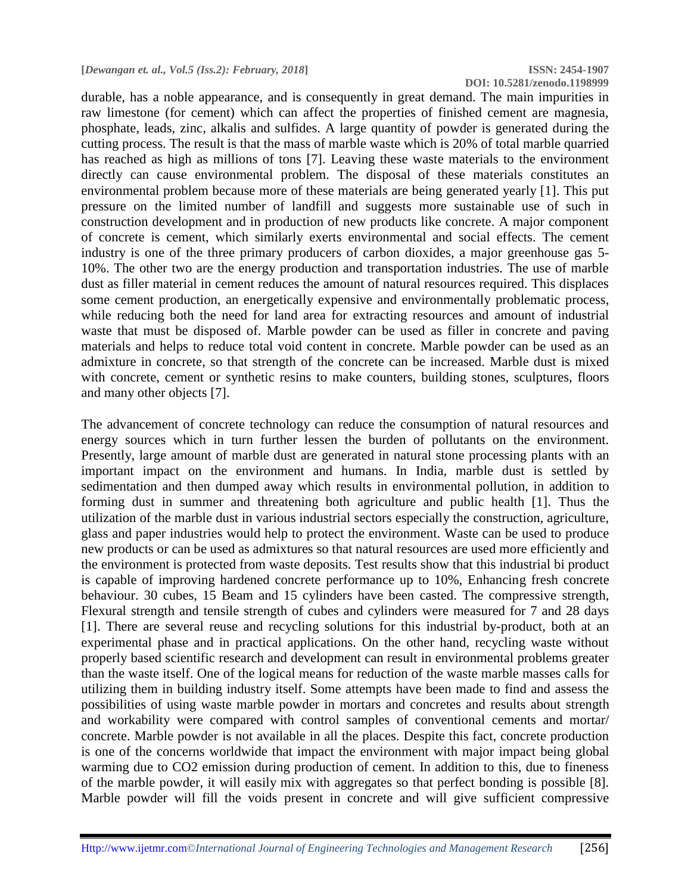durable, has a noble appearance, and is consequently in great demand. The main impurities in raw limestone (for cement) which can affect the properties of finished cement are magnesia, phosphate, leads, zinc, alkalis and sulfides. A large quantity of powder is generated during the cutting process. The result is that the mass of marble waste which is 20% of total marble quarried has reached as high as millions of tons [7]. Leaving these waste materials to the environment directly can cause environmental problem. The disposal of these materials constitutes an environmental problem because more of these materials are being generated yearly [1]. This put pressure on the limited number of landfill and suggests more sustainable use of such in construction development and in production of new products like concrete. A major component of concrete is cement, which similarly exerts environmental and social effects. The cement industry is one of the three primary producers of carbon dioxides, a major greenhouse gas 5-10%. The other two are the energy production and transportation industries. The use of marble dust as filler material in cement reduces the amount of natural resources required. This displaces some cement production, an energetically expensive and environmentally problematic process, while reducing both the need for land area for extracting resources and amount of industrial waste that must be disposed of. Marble powder can be used as filler in concrete and paving materials and helps to reduce total void content in concrete. Marble powder can be used as an admixture in concrete, so that strength of the concrete can be increased. Marble dust is mixed with concrete, cement or synthetic resins to make counters, building stones, sculptures, floors and many other objects [7].

The advancement of concrete technology can reduce the consumption of natural resources and energy sources which in turn further lessen the burden of pollutants on the environment. Presently, large amount of marble dust are generated in natural stone processing plants with an important impact on the environment and humans. In India, marble dust is settled by sedimentation and then dumped away which results in environmental pollution, in addition to forming dust in summer and threatening both agriculture and public health [1]. Thus the utilization of the marble dust in various industrial sectors especially the construction, agriculture, glass and paper industries would help to protect the environment. Waste can be used to produce new products or can be used as admixtures so that natural resources are used more efficiently and the environment is protected from waste deposits. Test results show that this industrial bi product is capable of improving hardened concrete performance up to 10%, Enhancing fresh concrete behaviour. 30 cubes, 15 Beam and 15 cylinders have been casted. The compressive strength, Flexural strength and tensile strength of cubes and cylinders were measured for 7 and 28 days [1]. There are several reuse and recycling solutions for this industrial by-product, both at an experimental phase and in practical applications. On the other hand, recycling waste without properly based scientific research and development can result in environmental problems greater than the waste itself. One of the logical means for reduction of the waste marble masses calls for utilizing them in building industry itself. Some attempts have been made to find and assess the possibilities of using waste marble powder in mortars and concretes and results about strength and workability were compared with control samples of conventional cements and mortar/ concrete. Marble powder is not available in all the places. Despite this fact, concrete production is one of the concerns worldwide that impact the environment with major impact being global warming due to $CO_2$ emission during production of cement. In addition to this, due to fineness of the marble powder, it will easily mix with aggregates so that perfect bonding is possible [8]. Marble powder will fill the voids present in concrete and will give sufficient compressive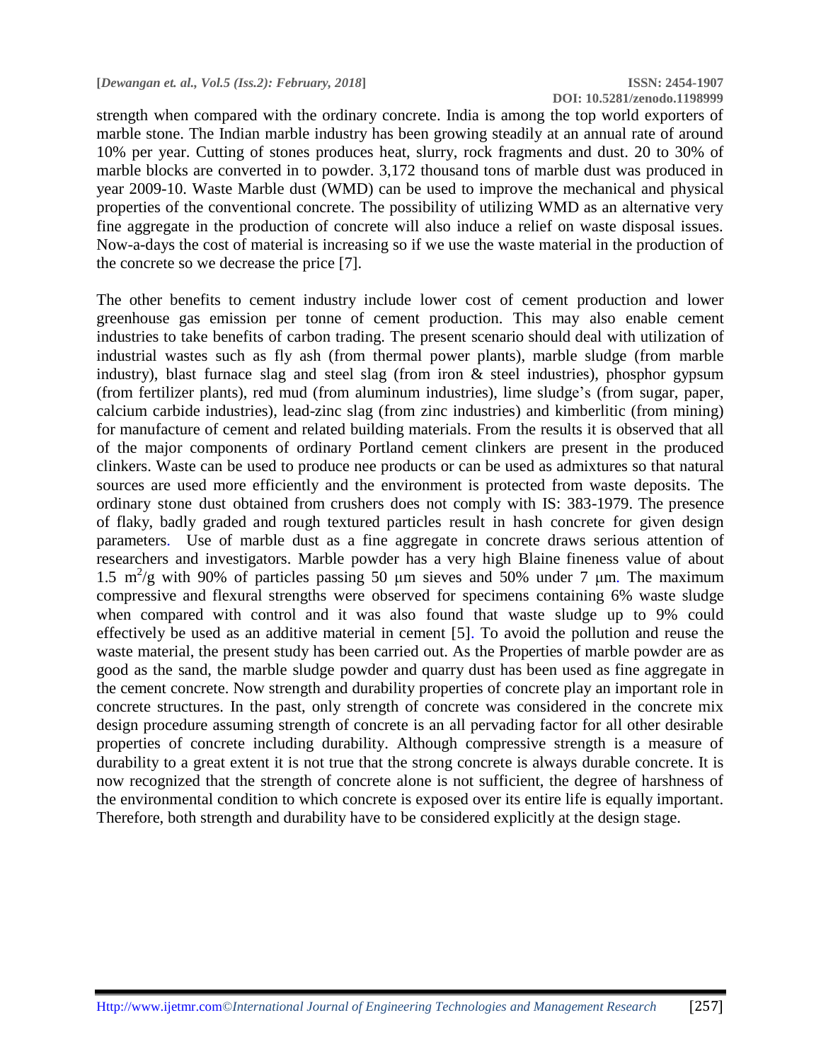strength when compared with the ordinary concrete. India is among the top world exporters of marble stone. The Indian marble industry has been growing steadily at an annual rate of around 10% per year. Cutting of stones produces heat, slurry, rock fragments and dust. 20 to 30% of marble blocks are converted in to powder. 3,172 thousand tons of marble dust was produced in year 2009-10. Waste Marble dust (WMD) can be used to improve the mechanical and physical properties of the conventional concrete. The possibility of utilizing WMD as an alternative very fine aggregate in the production of concrete will also induce a relief on waste disposal issues. Now-a-days the cost of material is increasing so if we use the waste material in the production of the concrete so we decrease the price [7].

The other benefits to cement industry include lower cost of cement production and lower greenhouse gas emission per tonne of cement production. This may also enable cement industries to take benefits of carbon trading. The present scenario should deal with utilization of industrial wastes such as fly ash (from thermal power plants), marble sludge (from marble industry), blast furnace slag and steel slag (from iron & steel industries), phosphor gypsum (from fertilizer plants), red mud (from aluminum industries), lime sludge's (from sugar, paper, calcium carbide industries), lead-zinc slag (from zinc industries) and kimberlitic (from mining) for manufacture of cement and related building materials. From the results it is observed that all of the major components of ordinary Portland cement clinkers are present in the produced clinkers. Waste can be used to produce nee products or can be used as admixtures so that natural sources are used more efficiently and the environment is protected from waste deposits. The ordinary stone dust obtained from crushers does not comply with IS: 383-1979. The presence of flaky, badly graded and rough textured particles result in hash concrete for given design parameters. Use of marble dust as a fine aggregate in concrete draws serious attention of researchers and investigators. Marble powder has a very high Blaine fineness value of about 1.5 $m^2/g$ with 90% of particles passing 50 μm sieves and 50% under 7 μm. The maximum compressive and flexural strengths were observed for specimens containing 6% waste sludge when compared with control and it was also found that waste sludge up to 9% could effectively be used as an additive material in cement [5]. To avoid the pollution and reuse the waste material, the present study has been carried out. As the Properties of marble powder are as good as the sand, the marble sludge powder and quarry dust has been used as fine aggregate in the cement concrete. Now strength and durability properties of concrete play an important role in concrete structures. In the past, only strength of concrete was considered in the concrete mix design procedure assuming strength of concrete is an all pervading factor for all other desirable properties of concrete including durability. Although compressive strength is a measure of durability to a great extent it is not true that the strong concrete is always durable concrete. It is now recognized that the strength of concrete alone is not sufficient, the degree of harshness of the environmental condition to which concrete is exposed over its entire life is equally important. Therefore, both strength and durability have to be considered explicitly at the design stage.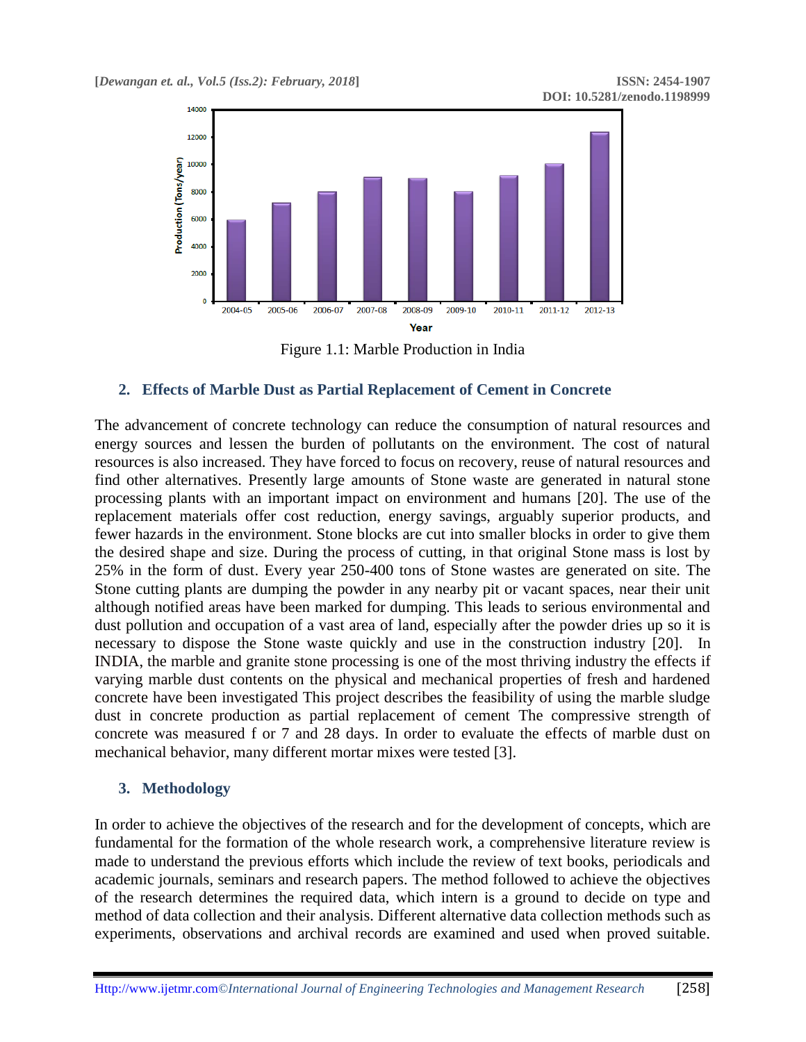Figure 1.1: Marble Production in India

## 2. Effects of Marble Dust as Partial Replacement of Cement in Concrete

The advancement of concrete technology can reduce the consumption of natural resources and energy sources and lessen the burden of pollutants on the environment. The cost of natural resources is also increased. They have forced to focus on recovery, reuse of natural resources and find other alternatives. Presently large amounts of Stone waste are generated in natural stone processing plants with an important impact on environment and humans [20]. The use of the replacement materials offer cost reduction, energy savings, arguably superior products, and fewer hazards in the environment. Stone blocks are cut into smaller blocks in order to give them the desired shape and size. During the process of cutting, in that original Stone mass is lost by 25% in the form of dust. Every year 250-400 tons of Stone wastes are generated on site. The Stone cutting plants are dumping the powder in any nearby pit or vacant spaces, near their unit although notified areas have been marked for dumping. This leads to serious environmental and dust pollution and occupation of a vast area of land, especially after the powder dries up so it is necessary to dispose the Stone waste quickly and use in the construction industry [20]. In INDIA, the marble and granite stone processing is one of the most thriving industry the effects if varying marble dust contents on the physical and mechanical properties of fresh and hardened concrete have been investigated This project describes the feasibility of using the marble sludge dust in concrete production as partial replacement of cement The compressive strength of concrete was measured f or 7 and 28 days. In order to evaluate the effects of marble dust on mechanical behavior, many different mortar mixes were tested [3].

## 3. Methodology

In order to achieve the objectives of the research and for the development of concepts, which are fundamental for the formation of the whole research work, a comprehensive literature review is made to understand the previous efforts which include the review of text books, periodicals and academic journals, seminars and research papers. The method followed to achieve the objectives of the research determines the required data, which intern is a ground to decide on type and method of data collection and their analysis. Different alternative data collection methods such as experiments, observations and archival records are examined and used when proved suitable.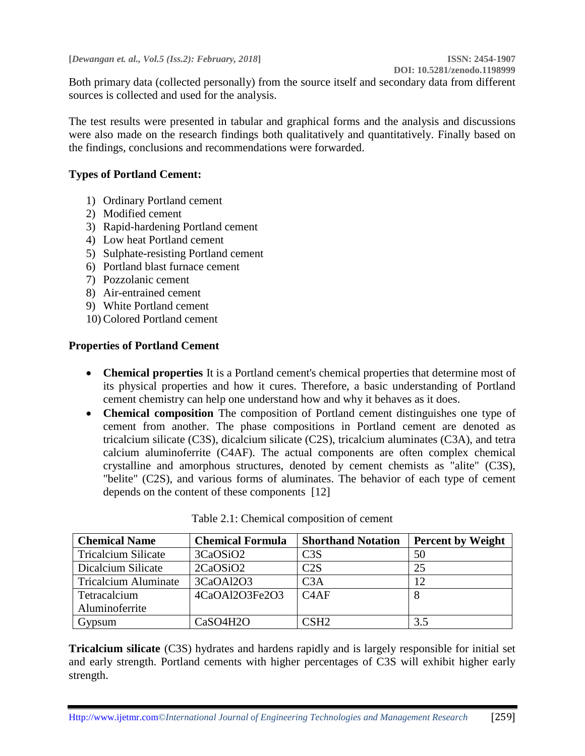Both primary data (collected personally) from the source itself and secondary data from different sources is collected and used for the analysis.

The test results were presented in tabular and graphical forms and the analysis and discussions were also made on the research findings both qualitatively and quantitatively. Finally based on the findings, conclusions and recommendations were forwarded.

**Types of Portland Cement:**

1) Ordinary Portland cement
2) Modified cement
3) Rapid-hardening Portland cement
4) Low heat Portland cement
5) Sulphate-resisting Portland cement
6) Portland blast furnace cement
7) Pozzolanic cement
8) Air-entrained cement
9) White Portland cement
10) Colored Portland cement

**Properties of Portland Cement**

- **Chemical properties** It is a Portland cement's chemical properties that determine most of its physical properties and how it cures. Therefore, a basic understanding of Portland cement chemistry can help one understand how and why it behaves as it does.
- **Chemical composition** The composition of Portland cement distinguishes one type of cement from another. The phase compositions in Portland cement are denoted as tricalcium silicate (C3S), dicalcium silicate (C2S), tricalcium aluminates (C3A), and tetra calcium aluminoferrite (C4AF). The actual components are often complex chemical crystalline and amorphous structures, denoted by cement chemists as "alite" (C3S), "belite" (C2S), and various forms of aluminates. The behavior of each type of cement depends on the content of these components [12]

Table 2.1: Chemical composition of cement

| Chemical Name | Chemical Formula | Shorthand Notation | Percent by Weight |
|---|---|---|---|
| Tricalcium Silicate | 3CaOSiO2 | C3S | 50 |
| Dicalcium Silicate | 2CaOSiO2 | C2S | 25 |
| Tricalcium Aluminate | 3CaOAl2O3 | C3A | 12 |
| Tetracalcium Aluminoferrite | 4CaOAl2O3Fe2O3 | C4AF | 8 |
| Gypsum | CaSO4H2O | CSH2 | 3.5 |

**Tricalcium silicate** (C3S) hydrates and hardens rapidly and is largely responsible for initial set and early strength. Portland cements with higher percentages of C3S will exhibit higher early strength.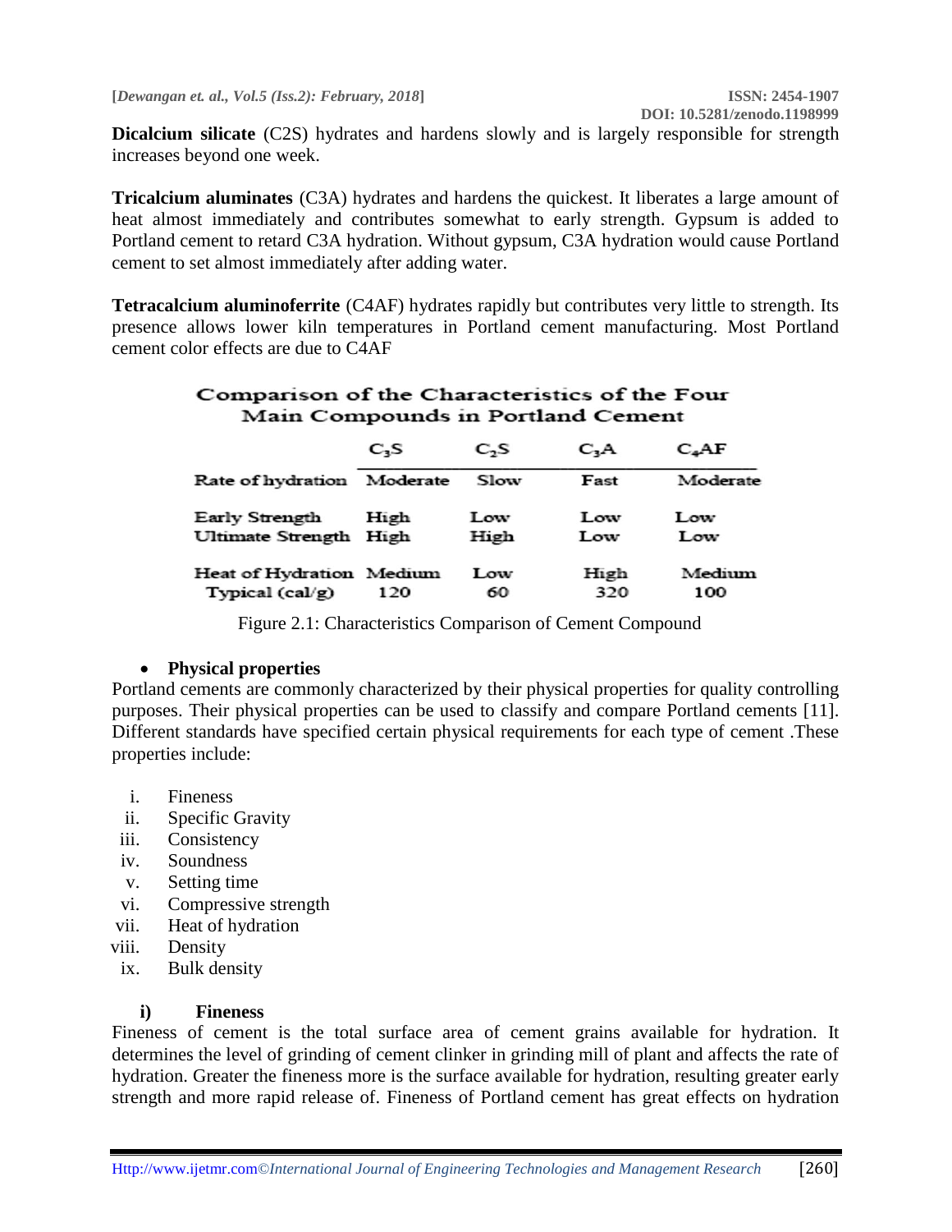**Dicalcium silicate** (C2S) hydrates and hardens slowly and is largely responsible for strength increases beyond one week.

**Tricalcium aluminates** (C3A) hydrates and hardens the quickest. It liberates a large amount of heat almost immediately and contributes somewhat to early strength. Gypsum is added to Portland cement to retard C3A hydration. Without gypsum, C3A hydration would cause Portland cement to set almost immediately after adding water.

**Tetracalcium aluminoferrite** (C4AF) hydrates rapidly but contributes very little to strength. Its presence allows lower kiln temperatures in Portland cement manufacturing. Most Portland cement color effects are due to C4AF

**Comparison of the Characteristics of the Four Main Compounds in Portland Cement**

| | $C_3S$ | $C_2S$ | $C_3A$ | $C_4AF$ |
|---|---|---|---|---|
| Rate of hydration | Moderate | Slow | Fast | Moderate |
| Early Strength | High | Low | Low | Low |
| Ultimate Strength | High | High | Low | Low |
| Heat of Hydration | Medium | Low | High | Medium |
| Typical (cal/g) | 120 | 60 | 320 | 100 |

Figure 2.1: Characteristics Comparison of Cement Compound

- **Physical properties**

Portland cements are commonly characterized by their physical properties for quality controlling purposes. Their physical properties can be used to classify and compare Portland cements [11]. Different standards have specified certain physical requirements for each type of cement .These properties include:

i. Fineness
ii. Specific Gravity
iii. Consistency
iv. Soundness
v. Setting time
vi. Compressive strength
vii. Heat of hydration
viii. Density
ix. Bulk density

**i) Fineness**

Fineness of cement is the total surface area of cement grains available for hydration. It determines the level of grinding of cement clinker in grinding mill of plant and affects the rate of hydration. Greater the fineness more is the surface available for hydration, resulting greater early strength and more rapid release of. Fineness of Portland cement has great effects on hydration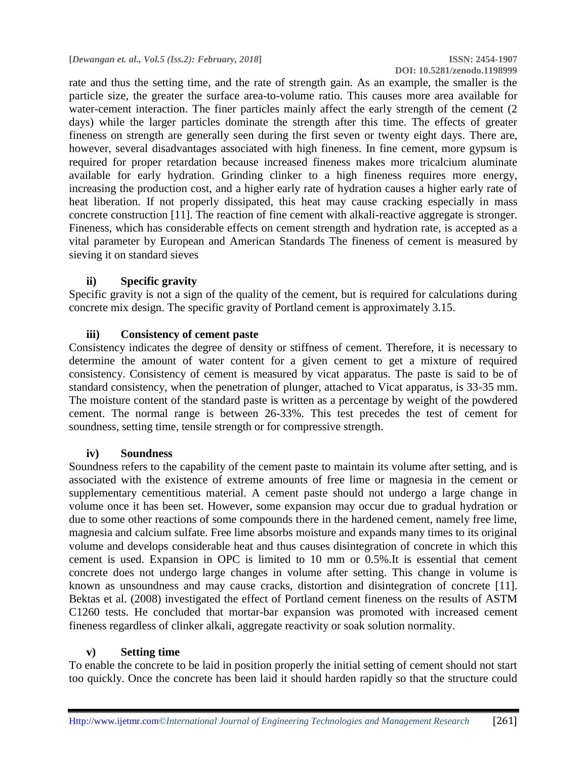rate and thus the setting time, and the rate of strength gain. As an example, the smaller is the particle size, the greater the surface area-to-volume ratio. This causes more area available for water-cement interaction. The finer particles mainly affect the early strength of the cement (2 days) while the larger particles dominate the strength after this time. The effects of greater fineness on strength are generally seen during the first seven or twenty eight days. There are, however, several disadvantages associated with high fineness. In fine cement, more gypsum is required for proper retardation because increased fineness makes more tricalcium aluminate available for early hydration. Grinding clinker to a high fineness requires more energy, increasing the production cost, and a higher early rate of hydration causes a higher early rate of heat liberation. If not properly dissipated, this heat may cause cracking especially in mass concrete construction [11]. The reaction of fine cement with alkali-reactive aggregate is stronger. Fineness, which has considerable effects on cement strength and hydration rate, is accepted as a vital parameter by European and American Standards The fineness of cement is measured by sieving it on standard sieves

#### ii) Specific gravity

Specific gravity is not a sign of the quality of the cement, but is required for calculations during concrete mix design. The specific gravity of Portland cement is approximately 3.15.

#### iii) Consistency of cement paste

Consistency indicates the degree of density or stiffness of cement. Therefore, it is necessary to determine the amount of water content for a given cement to get a mixture of required consistency. Consistency of cement is measured by vicat apparatus. The paste is said to be of standard consistency, when the penetration of plunger, attached to Vicat apparatus, is 33-35 mm. The moisture content of the standard paste is written as a percentage by weight of the powdered cement. The normal range is between 26-33%. This test precedes the test of cement for soundness, setting time, tensile strength or for compressive strength.

#### iv) Soundness

Soundness refers to the capability of the cement paste to maintain its volume after setting, and is associated with the existence of extreme amounts of free lime or magnesia in the cement or supplementary cementitious material. A cement paste should not undergo a large change in volume once it has been set. However, some expansion may occur due to gradual hydration or due to some other reactions of some compounds there in the hardened cement, namely free lime, magnesia and calcium sulfate. Free lime absorbs moisture and expands many times to its original volume and develops considerable heat and thus causes disintegration of concrete in which this cement is used. Expansion in OPC is limited to 10 mm or 0.5%.It is essential that cement concrete does not undergo large changes in volume after setting. This change in volume is known as unsoundness and may cause cracks, distortion and disintegration of concrete [11]. Bektas et al. (2008) investigated the effect of Portland cement fineness on the results of ASTM C1260 tests. He concluded that mortar-bar expansion was promoted with increased cement fineness regardless of clinker alkali, aggregate reactivity or soak solution normality.

#### v) Setting time

To enable the concrete to be laid in position properly the initial setting of cement should not start too quickly. Once the concrete has been laid it should harden rapidly so that the structure could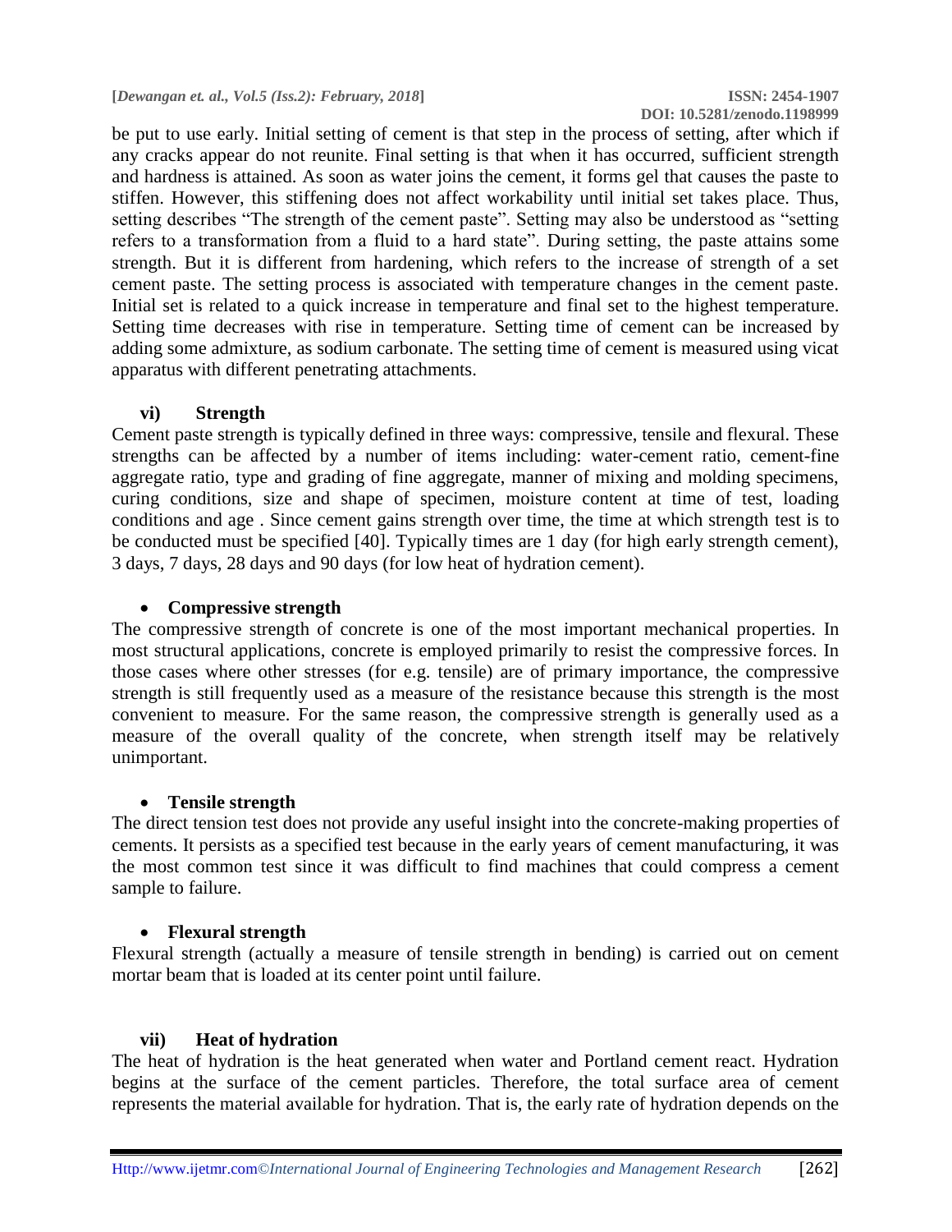be put to use early. Initial setting of cement is that step in the process of setting, after which if any cracks appear do not reunite. Final setting is that when it has occurred, sufficient strength and hardness is attained. As soon as water joins the cement, it forms gel that causes the paste to stiffen. However, this stiffening does not affect workability until initial set takes place. Thus, setting describes "The strength of the cement paste". Setting may also be understood as "setting refers to a transformation from a fluid to a hard state". During setting, the paste attains some strength. But it is different from hardening, which refers to the increase of strength of a set cement paste. The setting process is associated with temperature changes in the cement paste. Initial set is related to a quick increase in temperature and final set to the highest temperature. Setting time decreases with rise in temperature. Setting time of cement can be increased by adding some admixture, as sodium carbonate. The setting time of cement is measured using vicat apparatus with different penetrating attachments.

### vi) Strength

Cement paste strength is typically defined in three ways: compressive, tensile and flexural. These strengths can be affected by a number of items including: water-cement ratio, cement-fine aggregate ratio, type and grading of fine aggregate, manner of mixing and molding specimens, curing conditions, size and shape of specimen, moisture content at time of test, loading conditions and age . Since cement gains strength over time, the time at which strength test is to be conducted must be specified [40]. Typically times are 1 day (for high early strength cement), 3 days, 7 days, 28 days and 90 days (for low heat of hydration cement).

- **Compressive strength**

The compressive strength of concrete is one of the most important mechanical properties. In most structural applications, concrete is employed primarily to resist the compressive forces. In those cases where other stresses (for e.g. tensile) are of primary importance, the compressive strength is still frequently used as a measure of the resistance because this strength is the most convenient to measure. For the same reason, the compressive strength is generally used as a measure of the overall quality of the concrete, when strength itself may be relatively unimportant.

- **Tensile strength**

The direct tension test does not provide any useful insight into the concrete-making properties of cements. It persists as a specified test because in the early years of cement manufacturing, it was the most common test since it was difficult to find machines that could compress a cement sample to failure.

- **Flexural strength**

Flexural strength (actually a measure of tensile strength in bending) is carried out on cement mortar beam that is loaded at its center point until failure.

### vii) Heat of hydration

The heat of hydration is the heat generated when water and Portland cement react. Hydration begins at the surface of the cement particles. Therefore, the total surface area of cement represents the material available for hydration. That is, the early rate of hydration depends on the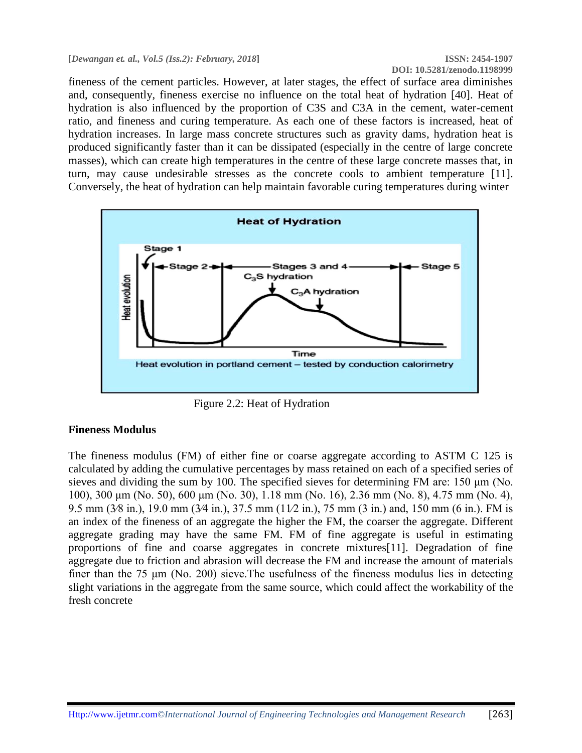fineness of the cement particles. However, at later stages, the effect of surface area diminishes and, consequently, fineness exercise no influence on the total heat of hydration [40]. Heat of hydration is also influenced by the proportion of C3S and C3A in the cement, water-cement ratio, and fineness and curing temperature. As each one of these factors is increased, heat of hydration increases. In large mass concrete structures such as gravity dams, hydration heat is produced significantly faster than it can be dissipated (especially in the centre of large concrete masses), which can create high temperatures in the centre of these large concrete masses that, in turn, may cause undesirable stresses as the concrete cools to ambient temperature [11]. Conversely, the heat of hydration can help maintain favorable curing temperatures during winter

Figure 2.2: Heat of Hydration

**Fineness Modulus**

The fineness modulus (FM) of either fine or coarse aggregate according to ASTM C 125 is calculated by adding the cumulative percentages by mass retained on each of a specified series of sieves and dividing the sum by 100. The specified sieves for determining FM are: 150 μm (No. 100), 300 μm (No. 50), 600 μm (No. 30), 1.18 mm (No. 16), 2.36 mm (No. 8), 4.75 mm (No. 4), 9.5 mm (3⁄8 in.), 19.0 mm (3⁄4 in.), 37.5 mm (11⁄2 in.), 75 mm (3 in.) and, 150 mm (6 in.). FM is an index of the fineness of an aggregate the higher the FM, the coarser the aggregate. Different aggregate grading may have the same FM. FM of fine aggregate is useful in estimating proportions of fine and coarse aggregates in concrete mixtures[11]. Degradation of fine aggregate due to friction and abrasion will decrease the FM and increase the amount of materials finer than the 75 μm (No. 200) sieve.The usefulness of the fineness modulus lies in detecting slight variations in the aggregate from the same source, which could affect the workability of the fresh concrete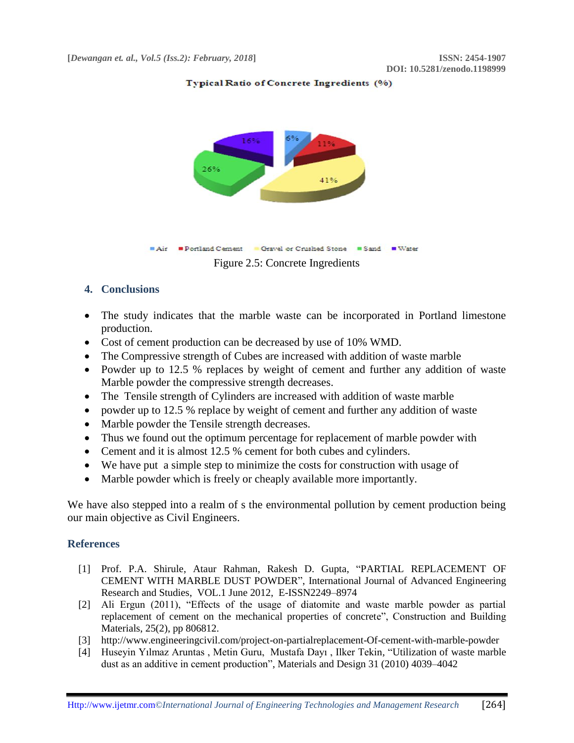Typical Ratio of Concrete Ingredients (%)

Figure 2.5: Concrete Ingredients

## 4. Conclusions

- The study indicates that the marble waste can be incorporated in Portland limestone production.
- Cost of cement production can be decreased by use of 10% WMD.
- The Compressive strength of Cubes are increased with addition of waste marble
- Powder up to 12.5 % replaces by weight of cement and further any addition of waste Marble powder the compressive strength decreases.
- The Tensile strength of Cylinders are increased with addition of waste marble
- powder up to 12.5 % replace by weight of cement and further any addition of waste
- Marble powder the Tensile strength decreases.
- Thus we found out the optimum percentage for replacement of marble powder with
- Cement and it is almost 12.5 % cement for both cubes and cylinders.
- We have put a simple step to minimize the costs for construction with usage of
- Marble powder which is freely or cheaply available more importantly.

We have also stepped into a realm of s the environmental pollution by cement production being our main objective as Civil Engineers.

## References

[1] Prof. P.A. Shirule, Ataur Rahman, Rakesh D. Gupta, "PARTIAL REPLACEMENT OF CEMENT WITH MARBLE DUST POWDER", International Journal of Advanced Engineering Research and Studies, VOL.1 June 2012, E-ISSN2249–8974

[2] Ali Ergun (2011), "Effects of the usage of diatomite and waste marble powder as partial replacement of cement on the mechanical properties of concrete", Construction and Building Materials, 25(2), pp 806812.

[3] http://www.engineeringcivil.com/project-on-partialreplacement-Of-cement-with-marble-powder

[4] Huseyin Yılmaz Aruntas , Metin Guru, Mustafa Dayı , Ilker Tekin, "Utilization of waste marble dust as an additive in cement production", Materials and Design 31 (2010) 4039–4042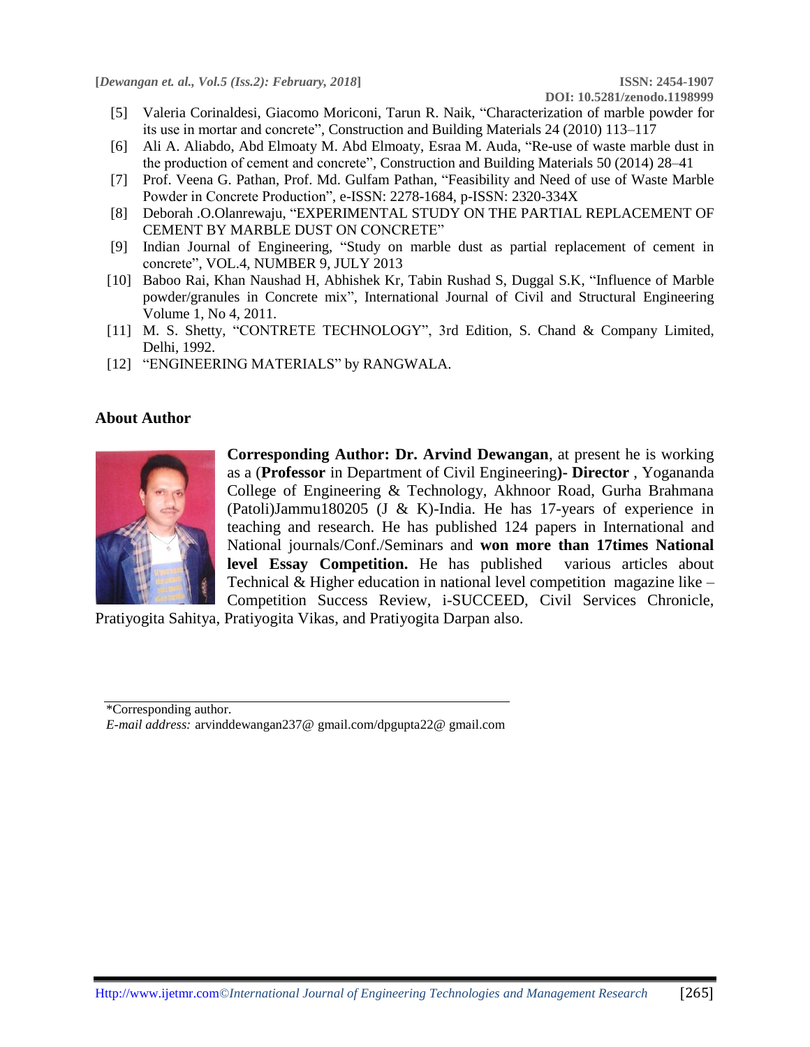[5] Valeria Corinaldesi, Giacomo Moriconi, Tarun R. Naik, "Characterization of marble powder for its use in mortar and concrete", Construction and Building Materials 24 (2010) 113–117

[6] Ali A. Aliabdo, Abd Elmoaty M. Abd Elmoaty, Esraa M. Auda, "Re-use of waste marble dust in the production of cement and concrete", Construction and Building Materials 50 (2014) 28–41

[7] Prof. Veena G. Pathan, Prof. Md. Gulfam Pathan, "Feasibility and Need of use of Waste Marble Powder in Concrete Production", e-ISSN: 2278-1684, p-ISSN: 2320-334X

[8] Deborah .O.Olanrewaju, "EXPERIMENTAL STUDY ON THE PARTIAL REPLACEMENT OF CEMENT BY MARBLE DUST ON CONCRETE"

[9] Indian Journal of Engineering, "Study on marble dust as partial replacement of cement in concrete", VOL.4, NUMBER 9, JULY 2013

[10] Baboo Rai, Khan Naushad H, Abhishek Kr, Tabin Rushad S, Duggal S.K, "Influence of Marble powder/granules in Concrete mix", International Journal of Civil and Structural Engineering Volume 1, No 4, 2011.

[11] M. S. Shetty, "CONTRETE TECHNOLOGY", 3rd Edition, S. Chand & Company Limited, Delhi, 1992.

[12] "ENGINEERING MATERIALS" by RANGWALA.

## About Author

**Corresponding Author: Dr. Arvind Dewangan**, at present he is working as a (**Professor** in Department of Civil Engineering**)- Director** , Yogananda College of Engineering & Technology, Akhnoor Road, Gurha Brahmana (Patoli)Jammu180205 (J & K)-India. He has 17-years of experience in teaching and research. He has published 124 papers in International and National journals/Conf./Seminars and **won more than 17times National level Essay Competition.** He has published various articles about Technical & Higher education in national level competition magazine like – Competition Success Review, i-SUCCEED, Civil Services Chronicle, Pratiyogita Sahitya, Pratiyogita Vikas, and Pratiyogita Darpan also.

---

*Corresponding author.

*E-mail address:* arvinddewangan237@ gmail.com/dpgupta22@ gmail.com